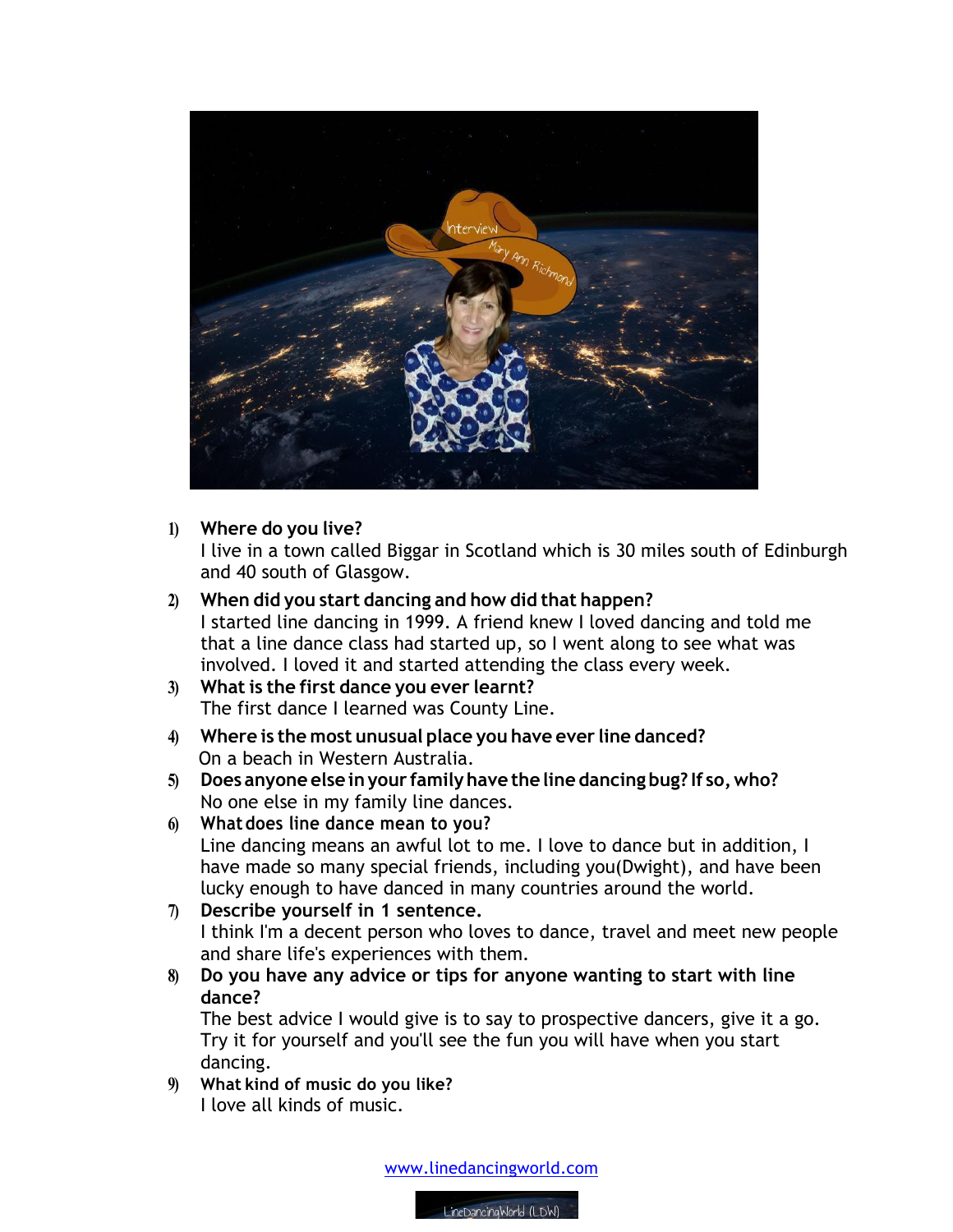1) **Where do you live?**
   I live in a town called Biggar in Scotland which is 30 miles south of Edinburgh and 40 south of Glasgow.

2) **When did you start dancing and how did that happen?**
   I started line dancing in 1999. A friend knew I loved dancing and told me that a line dance class had started up, so I went along to see what was involved. I loved it and started attending the class every week.

3) **What is the first dance you ever learnt?**
   The first dance I learned was County Line.

4) **Where is the most unusual place you have ever line danced?**
   On a beach in Western Australia.

5) **Does anyone else in your family have the line dancing bug? If so, who?**
   No one else in my family line dances.

6) **What does line dance mean to you?**
   Line dancing means an awful lot to me. I love to dance but in addition, I have made so many special friends, including you(Dwight), and have been lucky enough to have danced in many countries around the world.

7) **Describe yourself in 1 sentence.**
   I think I'm a decent person who loves to dance, travel and meet new people and share life's experiences with them.

8) **Do you have any advice or tips for anyone wanting to start with line dance?**
   The best advice I would give is to say to prospective dancers, give it a go. Try it for yourself and you'll see the fun you will have when you start dancing.

9) **What kind of music do you like?**
   I love all kinds of music.

www.linedancingworld.com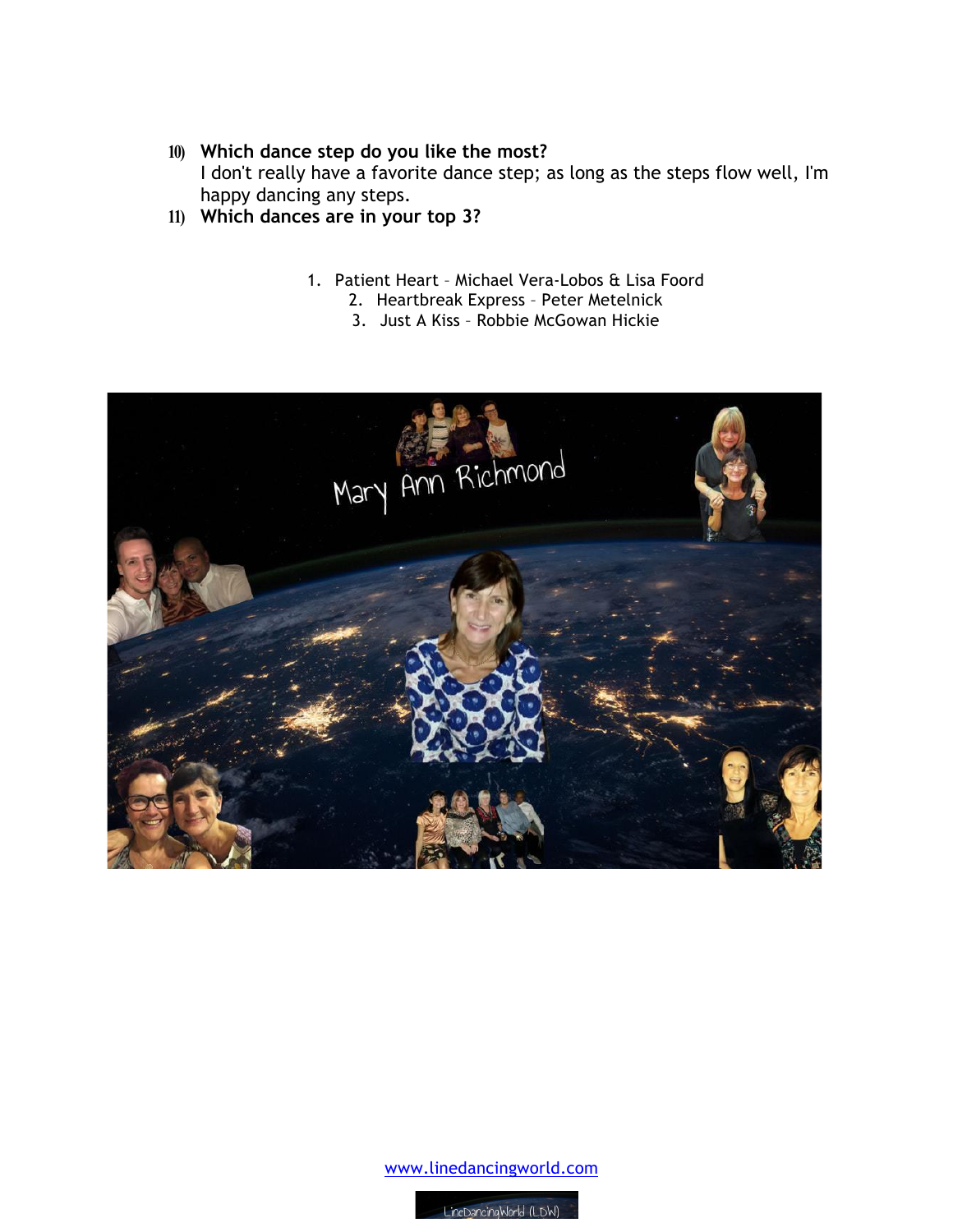10) **Which dance step do you like the most?**
I don't really have a favorite dance step; as long as the steps flow well, I'm happy dancing any steps.

11) **Which dances are in your top 3?**

1. Patient Heart – Michael Vera-Lobos & Lisa Foord
2. Heartbreak Express – Peter Metelnick
3. Just A Kiss – Robbie McGowan Hickie

www.linedancingworld.com